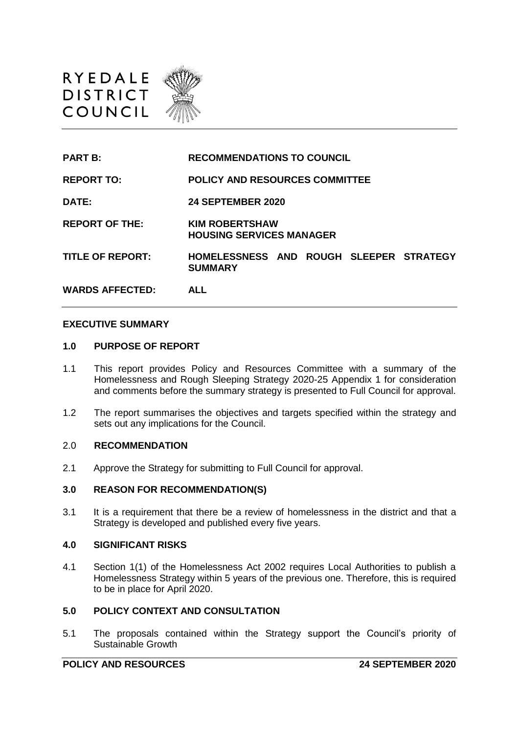RYEDALE DISTRICT COUNCIL

| | |
|---|---|
| **PART B:** | **RECOMMENDATIONS TO COUNCIL** |
| **REPORT TO:** | **POLICY AND RESOURCES COMMITTEE** |
| **DATE:** | **24 SEPTEMBER 2020** |
| **REPORT OF THE:** | **KIM ROBERTSHAW**<br>**HOUSING SERVICES MANAGER** |
| **TITLE OF REPORT:** | **HOMELESSNESS AND ROUGH SLEEPER STRATEGY SUMMARY** |
| **WARDS AFFECTED:** | **ALL** |

## EXECUTIVE SUMMARY

### 1.0 PURPOSE OF REPORT

1.1 This report provides Policy and Resources Committee with a summary of the Homelessness and Rough Sleeping Strategy 2020-25 Appendix 1 for consideration and comments before the summary strategy is presented to Full Council for approval.

1.2 The report summarises the objectives and targets specified within the strategy and sets out any implications for the Council.

### 2.0 RECOMMENDATION

2.1 Approve the Strategy for submitting to Full Council for approval.

### 3.0 REASON FOR RECOMMENDATION(S)

3.1 It is a requirement that there be a review of homelessness in the district and that a Strategy is developed and published every five years.

### 4.0 SIGNIFICANT RISKS

4.1 Section 1(1) of the Homelessness Act 2002 requires Local Authorities to publish a Homelessness Strategy within 5 years of the previous one. Therefore, this is required to be in place for April 2020.

### 5.0 POLICY CONTEXT AND CONSULTATION

5.1 The proposals contained within the Strategy support the Council's priority of Sustainable Growth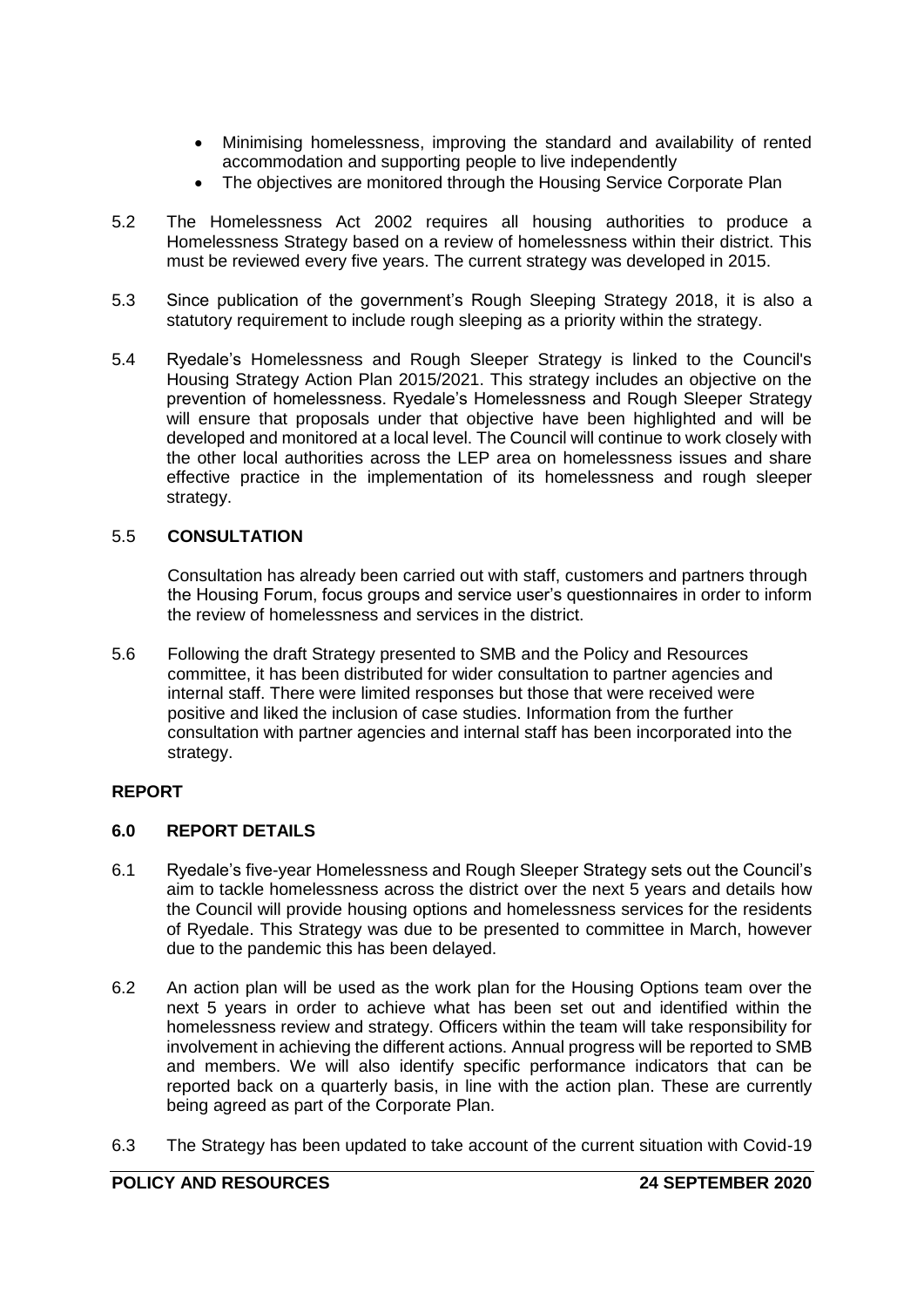- Minimising homelessness, improving the standard and availability of rented accommodation and supporting people to live independently
- The objectives are monitored through the Housing Service Corporate Plan

5.2 The Homelessness Act 2002 requires all housing authorities to produce a Homelessness Strategy based on a review of homelessness within their district. This must be reviewed every five years. The current strategy was developed in 2015.

5.3 Since publication of the government's Rough Sleeping Strategy 2018, it is also a statutory requirement to include rough sleeping as a priority within the strategy.

5.4 Ryedale's Homelessness and Rough Sleeper Strategy is linked to the Council's Housing Strategy Action Plan 2015/2021. This strategy includes an objective on the prevention of homelessness. Ryedale's Homelessness and Rough Sleeper Strategy will ensure that proposals under that objective have been highlighted and will be developed and monitored at a local level. The Council will continue to work closely with the other local authorities across the LEP area on homelessness issues and share effective practice in the implementation of its homelessness and rough sleeper strategy.

5.5 **CONSULTATION**

Consultation has already been carried out with staff, customers and partners through the Housing Forum, focus groups and service user's questionnaires in order to inform the review of homelessness and services in the district.

5.6 Following the draft Strategy presented to SMB and the Policy and Resources committee, it has been distributed for wider consultation to partner agencies and internal staff. There were limited responses but those that were received were positive and liked the inclusion of case studies. Information from the further consultation with partner agencies and internal staff has been incorporated into the strategy.

## REPORT

### 6.0 REPORT DETAILS

6.1 Ryedale's five-year Homelessness and Rough Sleeper Strategy sets out the Council's aim to tackle homelessness across the district over the next 5 years and details how the Council will provide housing options and homelessness services for the residents of Ryedale. This Strategy was due to be presented to committee in March, however due to the pandemic this has been delayed.

6.2 An action plan will be used as the work plan for the Housing Options team over the next 5 years in order to achieve what has been set out and identified within the homelessness review and strategy. Officers within the team will take responsibility for involvement in achieving the different actions. Annual progress will be reported to SMB and members. We will also identify specific performance indicators that can be reported back on a quarterly basis, in line with the action plan. These are currently being agreed as part of the Corporate Plan.

6.3 The Strategy has been updated to take account of the current situation with Covid-19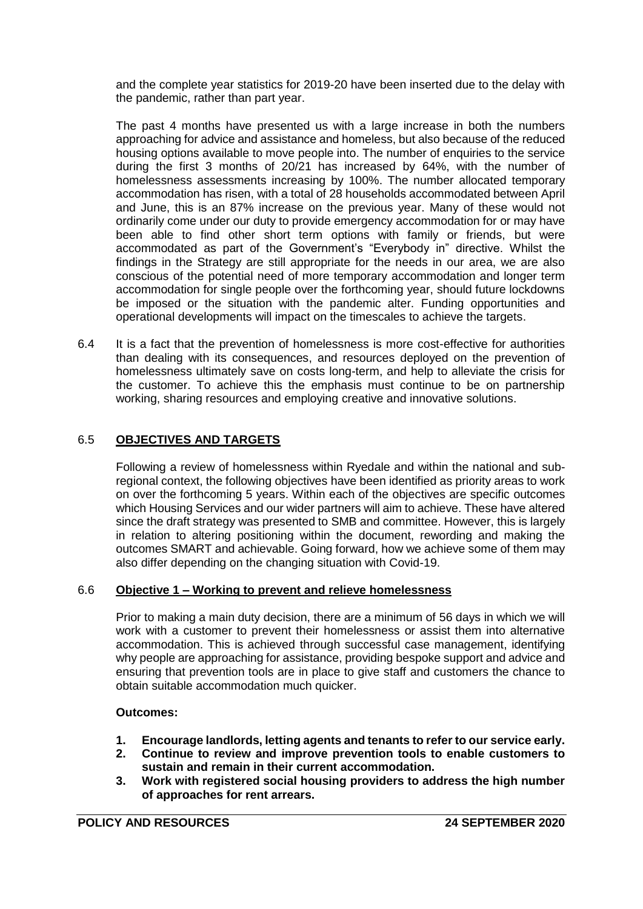and the complete year statistics for 2019-20 have been inserted due to the delay with the pandemic, rather than part year.

The past 4 months have presented us with a large increase in both the numbers approaching for advice and assistance and homeless, but also because of the reduced housing options available to move people into. The number of enquiries to the service during the first 3 months of 20/21 has increased by 64%, with the number of homelessness assessments increasing by 100%. The number allocated temporary accommodation has risen, with a total of 28 households accommodated between April and June, this is an 87% increase on the previous year. Many of these would not ordinarily come under our duty to provide emergency accommodation for or may have been able to find other short term options with family or friends, but were accommodated as part of the Government's "Everybody in" directive. Whilst the findings in the Strategy are still appropriate for the needs in our area, we are also conscious of the potential need of more temporary accommodation and longer term accommodation for single people over the forthcoming year, should future lockdowns be imposed or the situation with the pandemic alter. Funding opportunities and operational developments will impact on the timescales to achieve the targets.

6.4 It is a fact that the prevention of homelessness is more cost-effective for authorities than dealing with its consequences, and resources deployed on the prevention of homelessness ultimately save on costs long-term, and help to alleviate the crisis for the customer. To achieve this the emphasis must continue to be on partnership working, sharing resources and employing creative and innovative solutions.

## 6.5 OBJECTIVES AND TARGETS

Following a review of homelessness within Ryedale and within the national and sub-regional context, the following objectives have been identified as priority areas to work on over the forthcoming 5 years. Within each of the objectives are specific outcomes which Housing Services and our wider partners will aim to achieve. These have altered since the draft strategy was presented to SMB and committee. However, this is largely in relation to altering positioning within the document, rewording and making the outcomes SMART and achievable. Going forward, how we achieve some of them may also differ depending on the changing situation with Covid-19.

## 6.6 Objective 1 – Working to prevent and relieve homelessness

Prior to making a main duty decision, there are a minimum of 56 days in which we will work with a customer to prevent their homelessness or assist them into alternative accommodation. This is achieved through successful case management, identifying why people are approaching for assistance, providing bespoke support and advice and ensuring that prevention tools are in place to give staff and customers the chance to obtain suitable accommodation much quicker.

**Outcomes:**

1. **Encourage landlords, letting agents and tenants to refer to our service early.**
2. **Continue to review and improve prevention tools to enable customers to sustain and remain in their current accommodation.**
3. **Work with registered social housing providers to address the high number of approaches for rent arrears.**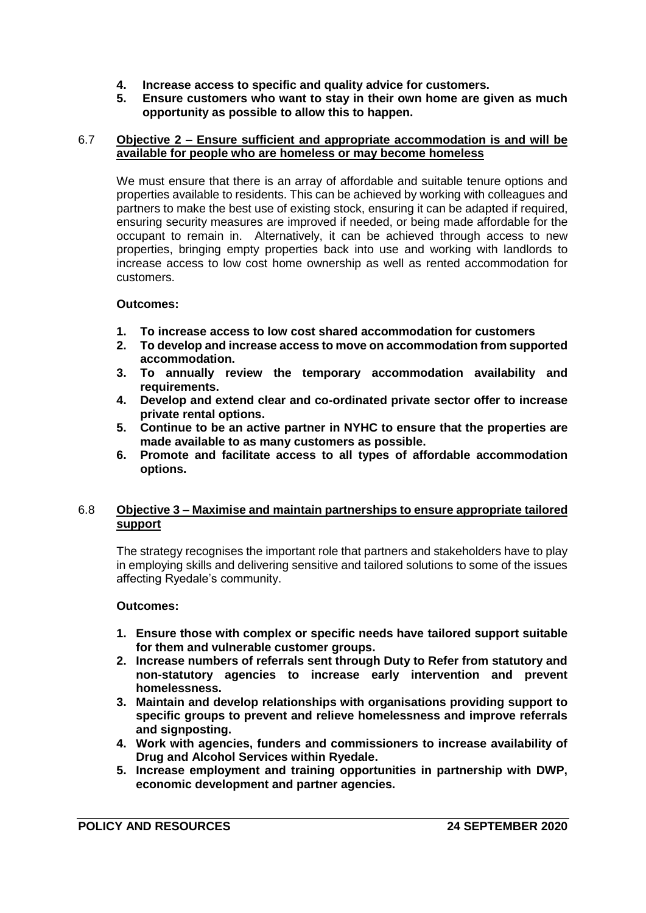4. **Increase access to specific and quality advice for customers.**
5. **Ensure customers who want to stay in their own home are given as much opportunity as possible to allow this to happen.**

6.7 **Objective 2 – Ensure sufficient and appropriate accommodation is and will be available for people who are homeless or may become homeless**

We must ensure that there is an array of affordable and suitable tenure options and properties available to residents. This can be achieved by working with colleagues and partners to make the best use of existing stock, ensuring it can be adapted if required, ensuring security measures are improved if needed, or being made affordable for the occupant to remain in. Alternatively, it can be achieved through access to new properties, bringing empty properties back into use and working with landlords to increase access to low cost home ownership as well as rented accommodation for customers.

**Outcomes:**

1. **To increase access to low cost shared accommodation for customers**
2. **To develop and increase access to move on accommodation from supported accommodation.**
3. **To annually review the temporary accommodation availability and requirements.**
4. **Develop and extend clear and co-ordinated private sector offer to increase private rental options.**
5. **Continue to be an active partner in NYHC to ensure that the properties are made available to as many customers as possible.**
6. **Promote and facilitate access to all types of affordable accommodation options.**

6.8 **Objective 3 – Maximise and maintain partnerships to ensure appropriate tailored support**

The strategy recognises the important role that partners and stakeholders have to play in employing skills and delivering sensitive and tailored solutions to some of the issues affecting Ryedale's community.

**Outcomes:**

1. **Ensure those with complex or specific needs have tailored support suitable for them and vulnerable customer groups.**
2. **Increase numbers of referrals sent through Duty to Refer from statutory and non-statutory agencies to increase early intervention and prevent homelessness.**
3. **Maintain and develop relationships with organisations providing support to specific groups to prevent and relieve homelessness and improve referrals and signposting.**
4. **Work with agencies, funders and commissioners to increase availability of Drug and Alcohol Services within Ryedale.**
5. **Increase employment and training opportunities in partnership with DWP, economic development and partner agencies.**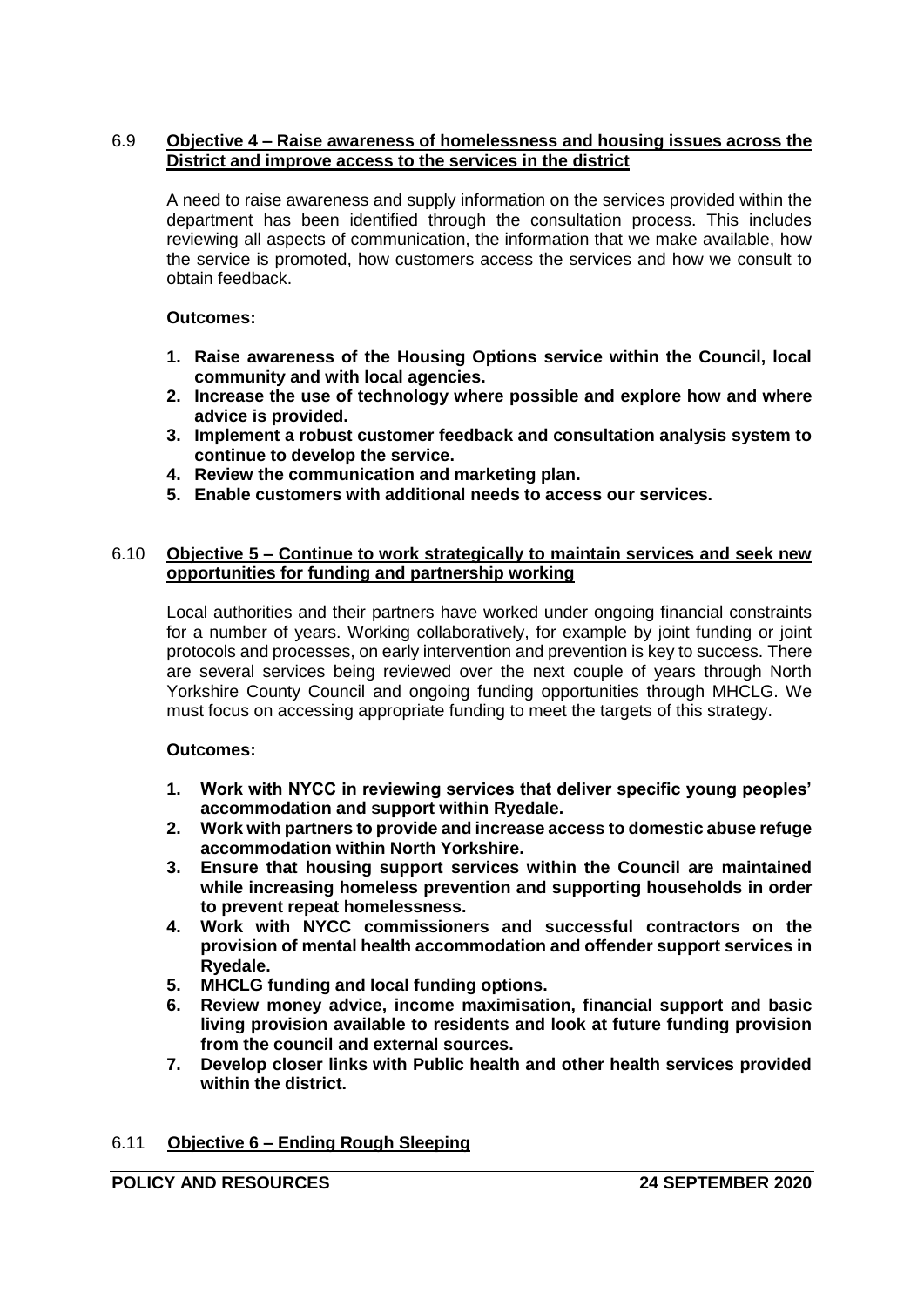6.9 **Objective 4 – Raise awareness of homelessness and housing issues across the District and improve access to the services in the district**

A need to raise awareness and supply information on the services provided within the department has been identified through the consultation process. This includes reviewing all aspects of communication, the information that we make available, how the service is promoted, how customers access the services and how we consult to obtain feedback.

**Outcomes:**

1. **Raise awareness of the Housing Options service within the Council, local community and with local agencies.**
2. **Increase the use of technology where possible and explore how and where advice is provided.**
3. **Implement a robust customer feedback and consultation analysis system to continue to develop the service.**
4. **Review the communication and marketing plan.**
5. **Enable customers with additional needs to access our services.**

6.10 **Objective 5 – Continue to work strategically to maintain services and seek new opportunities for funding and partnership working**

Local authorities and their partners have worked under ongoing financial constraints for a number of years. Working collaboratively, for example by joint funding or joint protocols and processes, on early intervention and prevention is key to success. There are several services being reviewed over the next couple of years through North Yorkshire County Council and ongoing funding opportunities through MHCLG. We must focus on accessing appropriate funding to meet the targets of this strategy.

**Outcomes:**

1. **Work with NYCC in reviewing services that deliver specific young peoples' accommodation and support within Ryedale.**
2. **Work with partners to provide and increase access to domestic abuse refuge accommodation within North Yorkshire.**
3. **Ensure that housing support services within the Council are maintained while increasing homeless prevention and supporting households in order to prevent repeat homelessness.**
4. **Work with NYCC commissioners and successful contractors on the provision of mental health accommodation and offender support services in Ryedale.**
5. **MHCLG funding and local funding options.**
6. **Review money advice, income maximisation, financial support and basic living provision available to residents and look at future funding provision from the council and external sources.**
7. **Develop closer links with Public health and other health services provided within the district.**

6.11 **Objective 6 – Ending Rough Sleeping**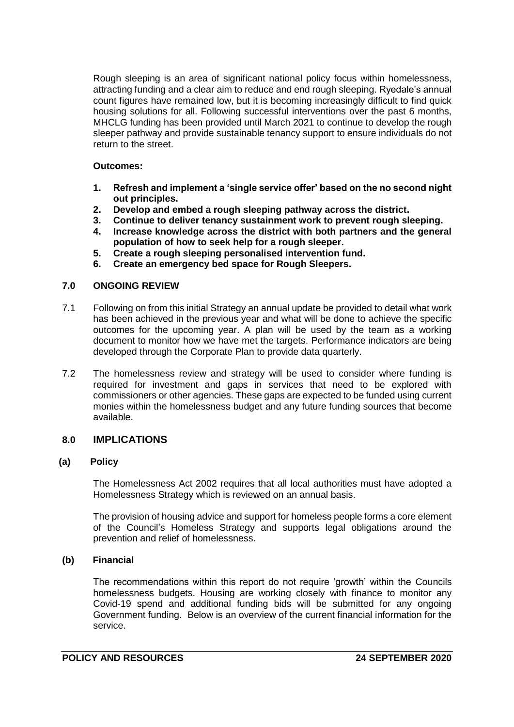Rough sleeping is an area of significant national policy focus within homelessness, attracting funding and a clear aim to reduce and end rough sleeping. Ryedale's annual count figures have remained low, but it is becoming increasingly difficult to find quick housing solutions for all. Following successful interventions over the past 6 months, MHCLG funding has been provided until March 2021 to continue to develop the rough sleeper pathway and provide sustainable tenancy support to ensure individuals do not return to the street.

**Outcomes:**

1. **Refresh and implement a 'single service offer' based on the no second night out principles.**
2. **Develop and embed a rough sleeping pathway across the district.**
3. **Continue to deliver tenancy sustainment work to prevent rough sleeping.**
4. **Increase knowledge across the district with both partners and the general population of how to seek help for a rough sleeper.**
5. **Create a rough sleeping personalised intervention fund.**
6. **Create an emergency bed space for Rough Sleepers.**

## 7.0 ONGOING REVIEW

7.1 Following on from this initial Strategy an annual update be provided to detail what work has been achieved in the previous year and what will be done to achieve the specific outcomes for the upcoming year. A plan will be used by the team as a working document to monitor how we have met the targets. Performance indicators are being developed through the Corporate Plan to provide data quarterly.

7.2 The homelessness review and strategy will be used to consider where funding is required for investment and gaps in services that need to be explored with commissioners or other agencies. These gaps are expected to be funded using current monies within the homelessness budget and any future funding sources that become available.

## 8.0 IMPLICATIONS

### (a) Policy

The Homelessness Act 2002 requires that all local authorities must have adopted a Homelessness Strategy which is reviewed on an annual basis.

The provision of housing advice and support for homeless people forms a core element of the Council's Homeless Strategy and supports legal obligations around the prevention and relief of homelessness.

### (b) Financial

The recommendations within this report do not require 'growth' within the Councils homelessness budgets. Housing are working closely with finance to monitor any Covid-19 spend and additional funding bids will be submitted for any ongoing Government funding. Below is an overview of the current financial information for the service.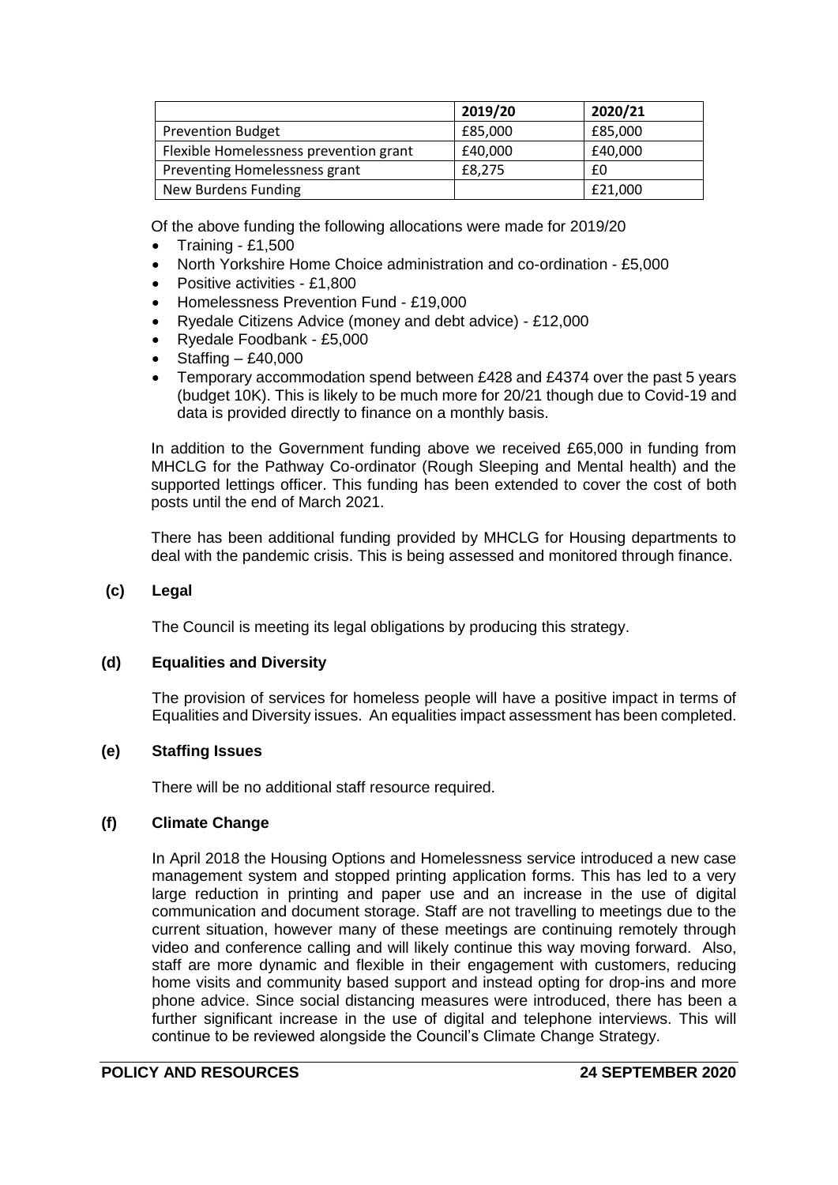| | 2019/20 | 2020/21 |
|---|---|---|
| Prevention Budget | £85,000 | £85,000 |
| Flexible Homelessness prevention grant | £40,000 | £40,000 |
| Preventing Homelessness grant | £8,275 | £0 |
| New Burdens Funding | | £21,000 |

Of the above funding the following allocations were made for 2019/20

- Training - £1,500
- North Yorkshire Home Choice administration and co-ordination - £5,000
- Positive activities - £1,800
- Homelessness Prevention Fund - £19,000
- Ryedale Citizens Advice (money and debt advice) - £12,000
- Ryedale Foodbank - £5,000
- Staffing – £40,000
- Temporary accommodation spend between £428 and £4374 over the past 5 years (budget 10K). This is likely to be much more for 20/21 though due to Covid-19 and data is provided directly to finance on a monthly basis.

In addition to the Government funding above we received £65,000 in funding from MHCLG for the Pathway Co-ordinator (Rough Sleeping and Mental health) and the supported lettings officer. This funding has been extended to cover the cost of both posts until the end of March 2021.

There has been additional funding provided by MHCLG for Housing departments to deal with the pandemic crisis. This is being assessed and monitored through finance.

**(c) Legal**

The Council is meeting its legal obligations by producing this strategy.

**(d) Equalities and Diversity**

The provision of services for homeless people will have a positive impact in terms of Equalities and Diversity issues. An equalities impact assessment has been completed.

**(e) Staffing Issues**

There will be no additional staff resource required.

**(f) Climate Change**

In April 2018 the Housing Options and Homelessness service introduced a new case management system and stopped printing application forms. This has led to a very large reduction in printing and paper use and an increase in the use of digital communication and document storage. Staff are not travelling to meetings due to the current situation, however many of these meetings are continuing remotely through video and conference calling and will likely continue this way moving forward. Also, staff are more dynamic and flexible in their engagement with customers, reducing home visits and community based support and instead opting for drop-ins and more phone advice. Since social distancing measures were introduced, there has been a further significant increase in the use of digital and telephone interviews. This will continue to be reviewed alongside the Council's Climate Change Strategy.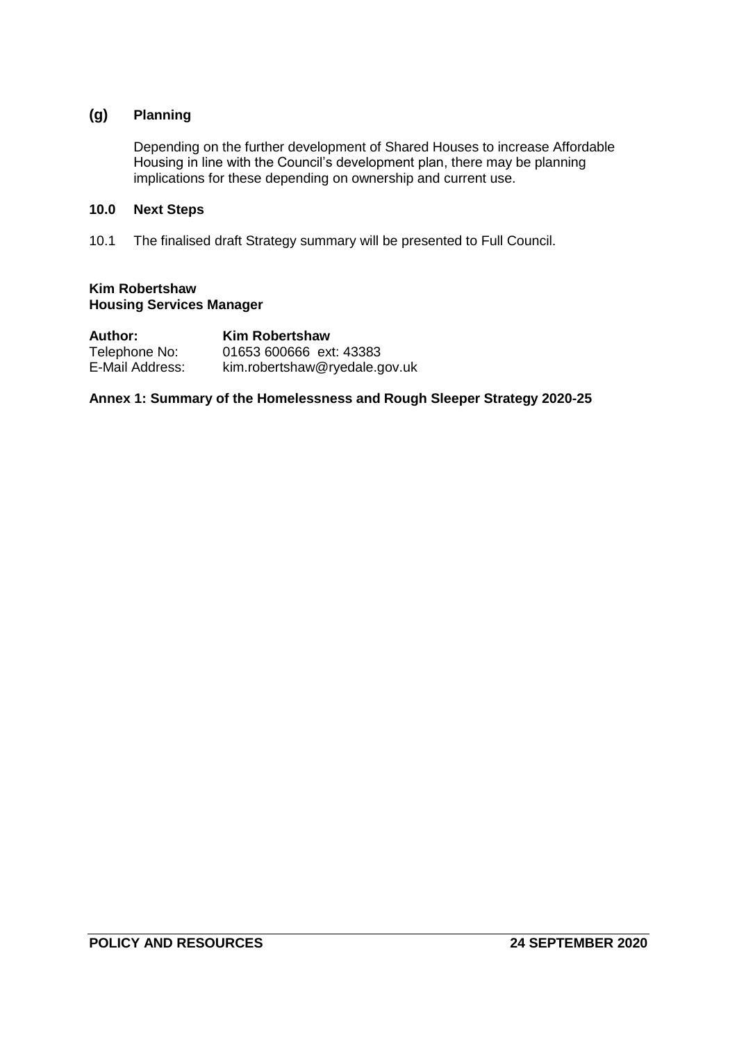### (g) Planning

Depending on the further development of Shared Houses to increase Affordable Housing in line with the Council's development plan, there may be planning implications for these depending on ownership and current use.

### 10.0 Next Steps

10.1 The finalised draft Strategy summary will be presented to Full Council.

**Kim Robertshaw**
**Housing Services Manager**

| | |
|---|---|
| **Author:** | **Kim Robertshaw** |
| Telephone No: | 01653 600666 ext: 43383 |
| E-Mail Address: | kim.robertshaw@ryedale.gov.uk |

**Annex 1: Summary of the Homelessness and Rough Sleeper Strategy 2020-25**